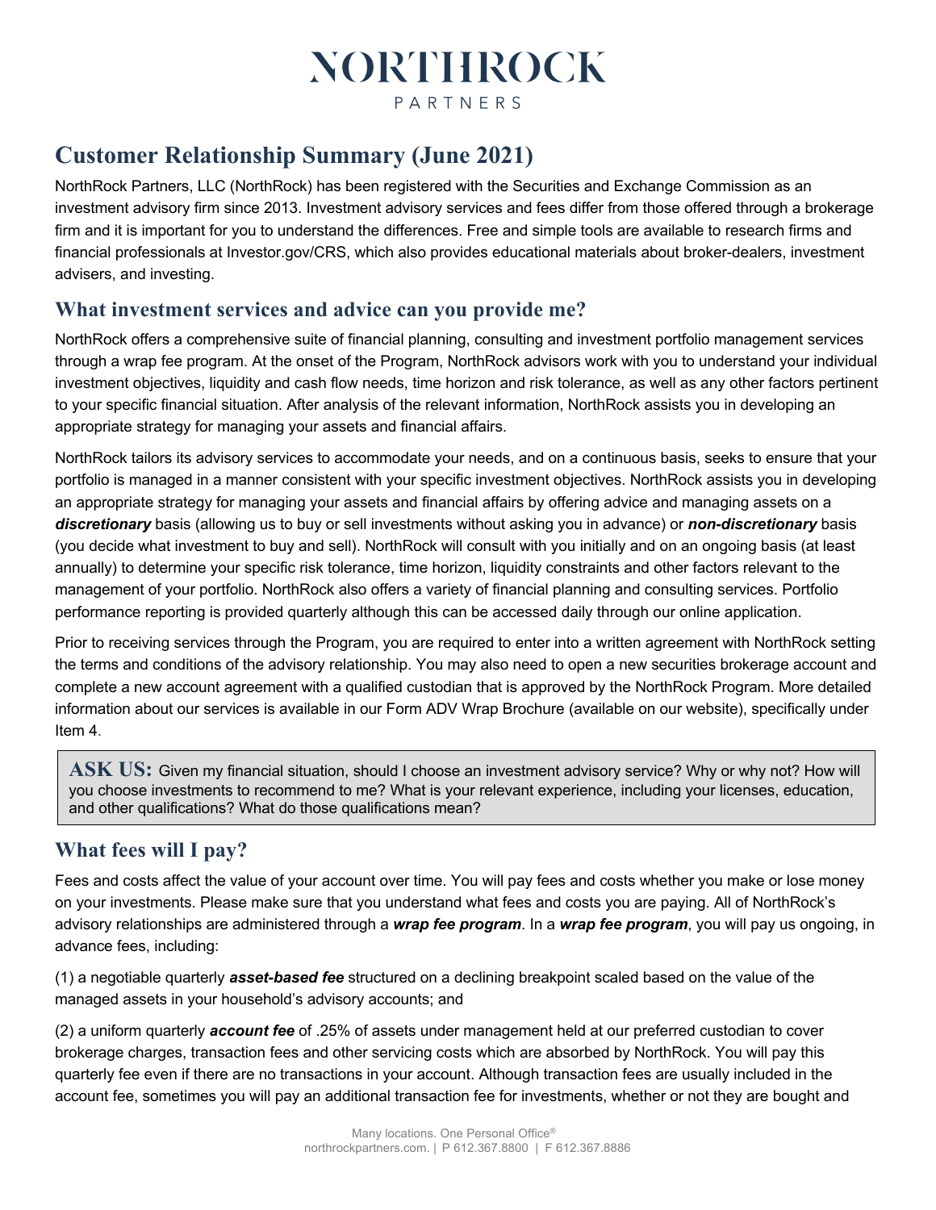# NORTHROCK

PARTNERS

## Customer Relationship Summary (June 2021)

NorthRock Partners, LLC (NorthRock) has been registered with the Securities and Exchange Commission as an investment advisory firm since 2013. Investment advisory services and fees differ from those offered through a brokerage firm and it is important for you to understand the differences. Free and simple tools are available to research firms and financial professionals at Investor.gov/CRS, which also provides educational materials about broker-dealers, investment advisers, and investing.

### What investment services and advice can you provide me?

NorthRock offers a comprehensive suite of financial planning, consulting and investment portfolio management services through a wrap fee program. At the onset of the Program, NorthRock advisors work with you to understand your individual investment objectives, liquidity and cash flow needs, time horizon and risk tolerance, as well as any other factors pertinent to your specific financial situation. After analysis of the relevant information, NorthRock assists you in developing an appropriate strategy for managing your assets and financial affairs.

NorthRock tailors its advisory services to accommodate your needs, and on a continuous basis, seeks to ensure that your portfolio is managed in a manner consistent with your specific investment objectives. NorthRock assists you in developing an appropriate strategy for managing your assets and financial affairs by offering advice and managing assets on a ***discretionary*** basis (allowing us to buy or sell investments without asking you in advance) or ***non-discretionary*** basis (you decide what investment to buy and sell). NorthRock will consult with you initially and on an ongoing basis (at least annually) to determine your specific risk tolerance, time horizon, liquidity constraints and other factors relevant to the management of your portfolio. NorthRock also offers a variety of financial planning and consulting services. Portfolio performance reporting is provided quarterly although this can be accessed daily through our online application.

Prior to receiving services through the Program, you are required to enter into a written agreement with NorthRock setting the terms and conditions of the advisory relationship. You may also need to open a new securities brokerage account and complete a new account agreement with a qualified custodian that is approved by the NorthRock Program. More detailed information about our services is available in our Form ADV Wrap Brochure (available on our website), specifically under Item 4.

> **ASK US:** Given my financial situation, should I choose an investment advisory service? Why or why not? How will you choose investments to recommend to me? What is your relevant experience, including your licenses, education, and other qualifications? What do those qualifications mean?

### What fees will I pay?

Fees and costs affect the value of your account over time. You will pay fees and costs whether you make or lose money on your investments. Please make sure that you understand what fees and costs you are paying. All of NorthRock's advisory relationships are administered through a ***wrap fee program***. In a ***wrap fee program***, you will pay us ongoing, in advance fees, including:

(1) a negotiable quarterly ***asset-based fee*** structured on a declining breakpoint scaled based on the value of the managed assets in your household's advisory accounts; and

(2) a uniform quarterly ***account fee*** of .25% of assets under management held at our preferred custodian to cover brokerage charges, transaction fees and other servicing costs which are absorbed by NorthRock. You will pay this quarterly fee even if there are no transactions in your account. Although transaction fees are usually included in the account fee, sometimes you will pay an additional transaction fee for investments, whether or not they are bought and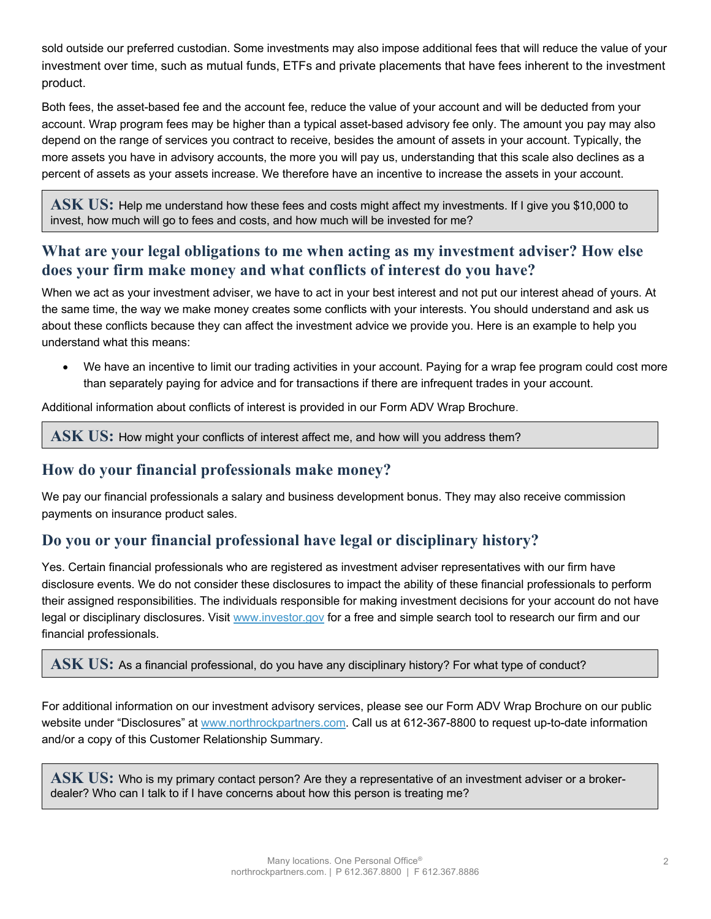sold outside our preferred custodian. Some investments may also impose additional fees that will reduce the value of your investment over time, such as mutual funds, ETFs and private placements that have fees inherent to the investment product.

Both fees, the asset-based fee and the account fee, reduce the value of your account and will be deducted from your account. Wrap program fees may be higher than a typical asset-based advisory fee only. The amount you pay may also depend on the range of services you contract to receive, besides the amount of assets in your account. Typically, the more assets you have in advisory accounts, the more you will pay us, understanding that this scale also declines as a percent of assets as your assets increase. We therefore have an incentive to increase the assets in your account.

> **ASK US:** Help me understand how these fees and costs might affect my investments. If I give you $10,000 to invest, how much will go to fees and costs, and how much will be invested for me?

## What are your legal obligations to me when acting as my investment adviser? How else does your firm make money and what conflicts of interest do you have?

When we act as your investment adviser, we have to act in your best interest and not put our interest ahead of yours. At the same time, the way we make money creates some conflicts with your interests. You should understand and ask us about these conflicts because they can affect the investment advice we provide you. Here is an example to help you understand what this means:

- We have an incentive to limit our trading activities in your account. Paying for a wrap fee program could cost more than separately paying for advice and for transactions if there are infrequent trades in your account.

Additional information about conflicts of interest is provided in our Form ADV Wrap Brochure.

> **ASK US:** How might your conflicts of interest affect me, and how will you address them?

## How do your financial professionals make money?

We pay our financial professionals a salary and business development bonus. They may also receive commission payments on insurance product sales.

## Do you or your financial professional have legal or disciplinary history?

Yes. Certain financial professionals who are registered as investment adviser representatives with our firm have disclosure events. We do not consider these disclosures to impact the ability of these financial professionals to perform their assigned responsibilities. The individuals responsible for making investment decisions for your account do not have legal or disciplinary disclosures. Visit www.investor.gov for a free and simple search tool to research our firm and our financial professionals.

> **ASK US:** As a financial professional, do you have any disciplinary history? For what type of conduct?

For additional information on our investment advisory services, please see our Form ADV Wrap Brochure on our public website under "Disclosures" at www.northrockpartners.com. Call us at 612-367-8800 to request up-to-date information and/or a copy of this Customer Relationship Summary.

> **ASK US:** Who is my primary contact person? Are they a representative of an investment adviser or a broker-dealer? Who can I talk to if I have concerns about how this person is treating me?